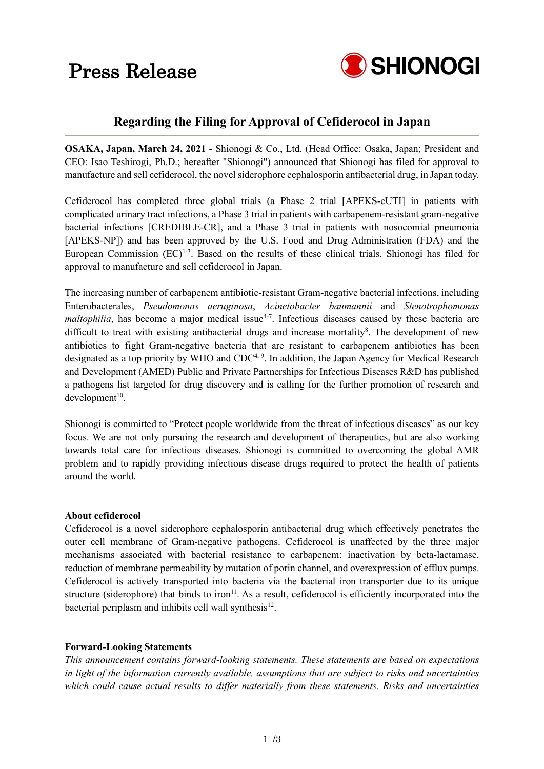# Press Release

SHIONOGI

## Regarding the Filing for Approval of Cefiderocol in Japan

**OSAKA, Japan, March 24, 2021** - Shionogi & Co., Ltd. (Head Office: Osaka, Japan; President and CEO: Isao Teshirogi, Ph.D.; hereafter "Shionogi") announced that Shionogi has filed for approval to manufacture and sell cefiderocol, the novel siderophore cephalosporin antibacterial drug, in Japan today.

Cefiderocol has completed three global trials (a Phase 2 trial [APEKS-cUTI] in patients with complicated urinary tract infections, a Phase 3 trial in patients with carbapenem-resistant gram-negative bacterial infections [CREDIBLE-CR], and a Phase 3 trial in patients with nosocomial pneumonia [APEKS-NP]) and has been approved by the U.S. Food and Drug Administration (FDA) and the European Commission (EC)[1-3]. Based on the results of these clinical trials, Shionogi has filed for approval to manufacture and sell cefiderocol in Japan.

The increasing number of carbapenem antibiotic-resistant Gram-negative bacterial infections, including Enterobacterales, *Pseudomonas aeruginosa*, *Acinetobacter baumannii* and *Stenotrophomonas maltophilia*, has become a major medical issue[4-7]. Infectious diseases caused by these bacteria are difficult to treat with existing antibacterial drugs and increase mortality[8]. The development of new antibiotics to fight Gram-negative bacteria that are resistant to carbapenem antibiotics has been designated as a top priority by WHO and CDC[4, 9]. In addition, the Japan Agency for Medical Research and Development (AMED) Public and Private Partnerships for Infectious Diseases R&D has published a pathogens list targeted for drug discovery and is calling for the further promotion of research and development[10].

Shionogi is committed to "Protect people worldwide from the threat of infectious diseases" as our key focus. We are not only pursuing the research and development of therapeutics, but are also working towards total care for infectious diseases. Shionogi is committed to overcoming the global AMR problem and to rapidly providing infectious disease drugs required to protect the health of patients around the world.

**About cefiderocol**

Cefiderocol is a novel siderophore cephalosporin antibacterial drug which effectively penetrates the outer cell membrane of Gram-negative pathogens. Cefiderocol is unaffected by the three major mechanisms associated with bacterial resistance to carbapenem: inactivation by beta-lactamase, reduction of membrane permeability by mutation of porin channel, and overexpression of efflux pumps. Cefiderocol is actively transported into bacteria via the bacterial iron transporter due to its unique structure (siderophore) that binds to iron[11]. As a result, cefiderocol is efficiently incorporated into the bacterial periplasm and inhibits cell wall synthesis[12].

**Forward-Looking Statements**

*This announcement contains forward-looking statements. These statements are based on expectations in light of the information currently available, assumptions that are subject to risks and uncertainties which could cause actual results to differ materially from these statements. Risks and uncertainties*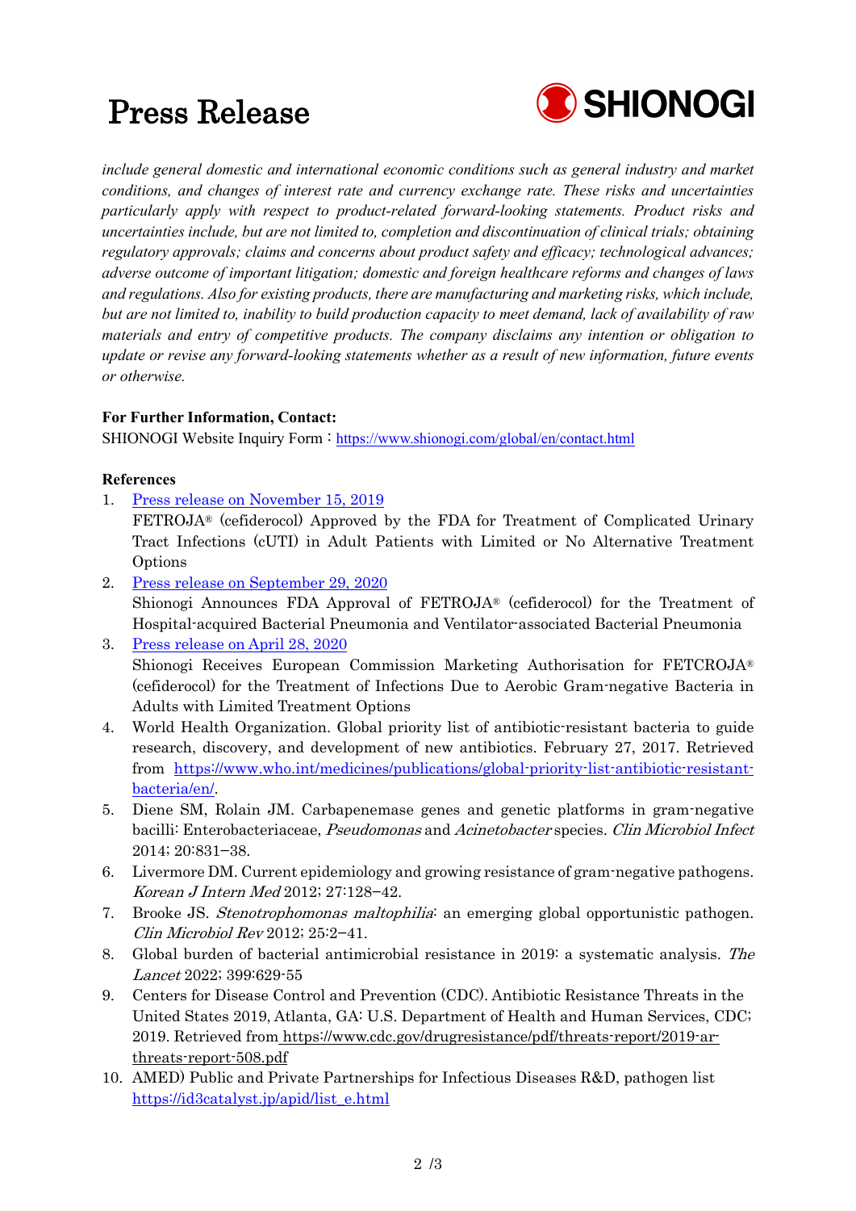*include general domestic and international economic conditions such as general industry and market conditions, and changes of interest rate and currency exchange rate. These risks and uncertainties particularly apply with respect to product-related forward-looking statements. Product risks and uncertainties include, but are not limited to, completion and discontinuation of clinical trials; obtaining regulatory approvals; claims and concerns about product safety and efficacy; technological advances; adverse outcome of important litigation; domestic and foreign healthcare reforms and changes of laws and regulations. Also for existing products, there are manufacturing and marketing risks, which include, but are not limited to, inability to build production capacity to meet demand, lack of availability of raw materials and entry of competitive products. The company disclaims any intention or obligation to update or revise any forward-looking statements whether as a result of new information, future events or otherwise.*

**For Further Information, Contact:**

SHIONOGI Website Inquiry Form：https://www.shionogi.com/global/en/contact.html

**References**

1. Press release on November 15, 2019
   FETROJA® (cefiderocol) Approved by the FDA for Treatment of Complicated Urinary Tract Infections (cUTI) in Adult Patients with Limited or No Alternative Treatment Options
2. Press release on September 29, 2020
   Shionogi Announces FDA Approval of FETROJA® (cefiderocol) for the Treatment of Hospital-acquired Bacterial Pneumonia and Ventilator-associated Bacterial Pneumonia
3. Press release on April 28, 2020
   Shionogi Receives European Commission Marketing Authorisation for FETCROJA® (cefiderocol) for the Treatment of Infections Due to Aerobic Gram-negative Bacteria in Adults with Limited Treatment Options
4. World Health Organization. Global priority list of antibiotic-resistant bacteria to guide research, discovery, and development of new antibiotics. February 27, 2017. Retrieved from https://www.who.int/medicines/publications/global-priority-list-antibiotic-resistant-bacteria/en/.
5. Diene SM, Rolain JM. Carbapenemase genes and genetic platforms in gram-negative bacilli: Enterobacteriaceae, *Pseudomonas* and *Acinetobacter* species. *Clin Microbiol Infect* 2014; 20:831–38.
6. Livermore DM. Current epidemiology and growing resistance of gram-negative pathogens. *Korean J Intern Med* 2012; 27:128–42.
7. Brooke JS. *Stenotrophomonas maltophilia*: an emerging global opportunistic pathogen. *Clin Microbiol Rev* 2012; 25:2–41.
8. Global burden of bacterial antimicrobial resistance in 2019: a systematic analysis. *The Lancet* 2022; 399:629-55
9. Centers for Disease Control and Prevention (CDC). Antibiotic Resistance Threats in the United States 2019, Atlanta, GA: U.S. Department of Health and Human Services, CDC; 2019. Retrieved from https://www.cdc.gov/drugresistance/pdf/threats-report/2019-ar-threats-report-508.pdf
10. AMED) Public and Private Partnerships for Infectious Diseases R&D, pathogen list https://id3catalyst.jp/apid/list_e.html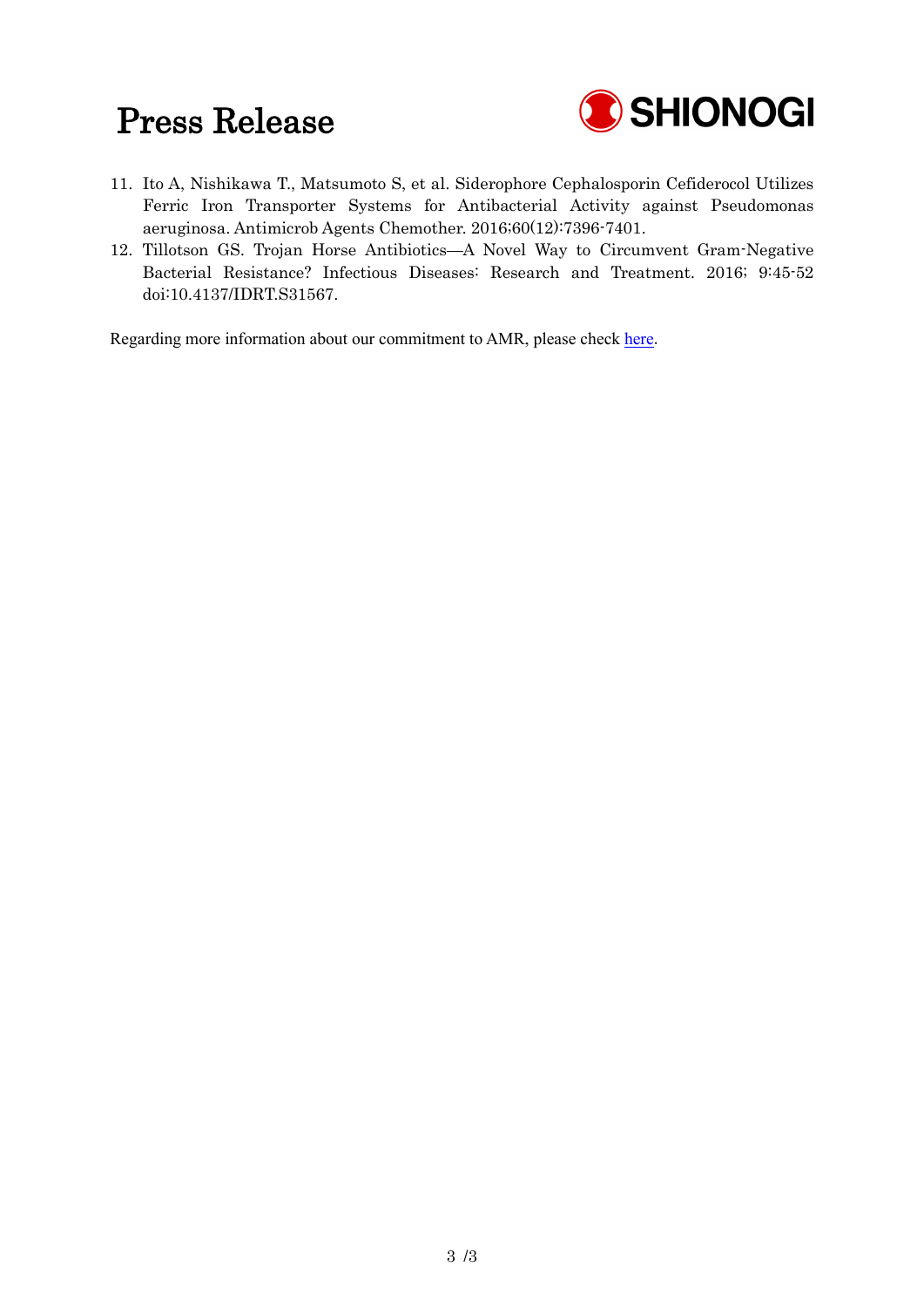11. Ito A, Nishikawa T., Matsumoto S, et al. Siderophore Cephalosporin Cefiderocol Utilizes Ferric Iron Transporter Systems for Antibacterial Activity against Pseudomonas aeruginosa. Antimicrob Agents Chemother. 2016;60(12):7396-7401.
12. Tillotson GS. Trojan Horse Antibiotics—A Novel Way to Circumvent Gram-Negative Bacterial Resistance? Infectious Diseases: Research and Treatment. 2016; 9:45-52 doi:10.4137/IDRT.S31567.

Regarding more information about our commitment to AMR, please check here.